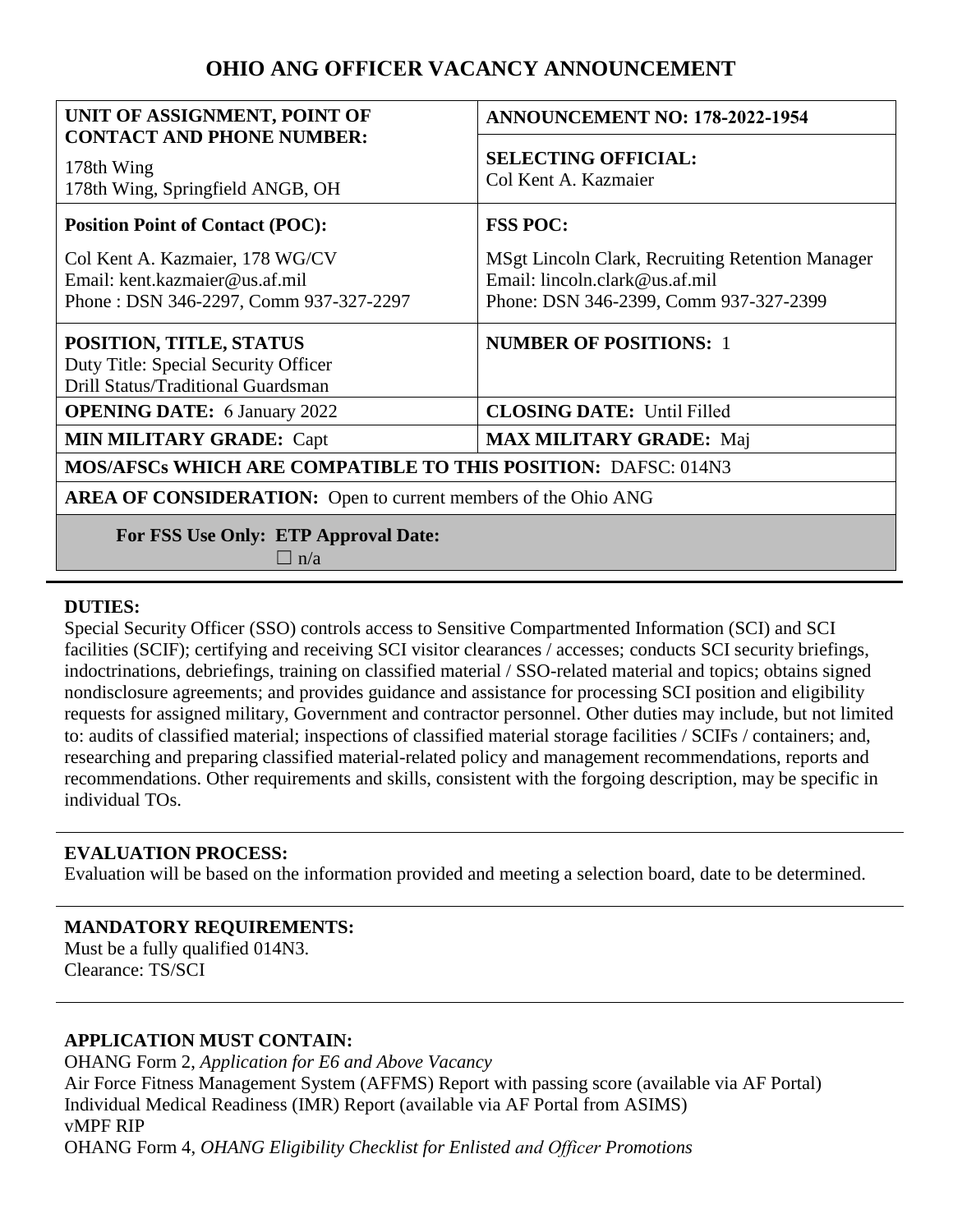# OHIO ANG OFFICER VACANCY ANNOUNCEMENT

| | |
|---|---|
| **UNIT OF ASSIGNMENT, POINT OF CONTACT AND PHONE NUMBER:**<br>178th Wing<br>178th Wing, Springfield ANGB, OH | **ANNOUNCEMENT NO: 178-2022-1954**<br><br>**SELECTING OFFICIAL:**<br>Col Kent A. Kazmaier |
| **Position Point of Contact (POC):**<br>Col Kent A. Kazmaier, 178 WG/CV<br>Email: kent.kazmaier@us.af.mil<br>Phone : DSN 346-2297, Comm 937-327-2297 | **FSS POC:**<br>MSgt Lincoln Clark, Recruiting Retention Manager<br>Email: lincoln.clark@us.af.mil<br>Phone: DSN 346-2399, Comm 937-327-2399 |
| **POSITION, TITLE, STATUS**<br>Duty Title: Special Security Officer<br>Drill Status/Traditional Guardsman | **NUMBER OF POSITIONS:** 1 |
| **OPENING DATE:** 6 January 2022 | **CLOSING DATE:** Until Filled |
| **MIN MILITARY GRADE:** Capt | **MAX MILITARY GRADE:** Maj |
| **MOS/AFSCs WHICH ARE COMPATIBLE TO THIS POSITION:** DAFSC: 014N3 | |
| **AREA OF CONSIDERATION:** Open to current members of the Ohio ANG | |
| **For FSS Use Only: ETP Approval Date:**<br>☐ n/a | |

**DUTIES:**

Special Security Officer (SSO) controls access to Sensitive Compartmented Information (SCI) and SCI facilities (SCIF); certifying and receiving SCI visitor clearances / accesses; conducts SCI security briefings, indoctrinations, debriefings, training on classified material / SSO-related material and topics; obtains signed nondisclosure agreements; and provides guidance and assistance for processing SCI position and eligibility requests for assigned military, Government and contractor personnel. Other duties may include, but not limited to: audits of classified material; inspections of classified material storage facilities / SCIFs / containers; and, researching and preparing classified material-related policy and management recommendations, reports and recommendations. Other requirements and skills, consistent with the forgoing description, may be specific in individual TOs.

**EVALUATION PROCESS:**

Evaluation will be based on the information provided and meeting a selection board, date to be determined.

**MANDATORY REQUIREMENTS:**

Must be a fully qualified 014N3.
Clearance: TS/SCI

**APPLICATION MUST CONTAIN:**

OHANG Form 2, *Application for E6 and Above Vacancy*
Air Force Fitness Management System (AFFMS) Report with passing score (available via AF Portal)
Individual Medical Readiness (IMR) Report (available via AF Portal from ASIMS)
vMPF RIP
OHANG Form 4, *OHANG Eligibility Checklist for Enlisted and Officer Promotions*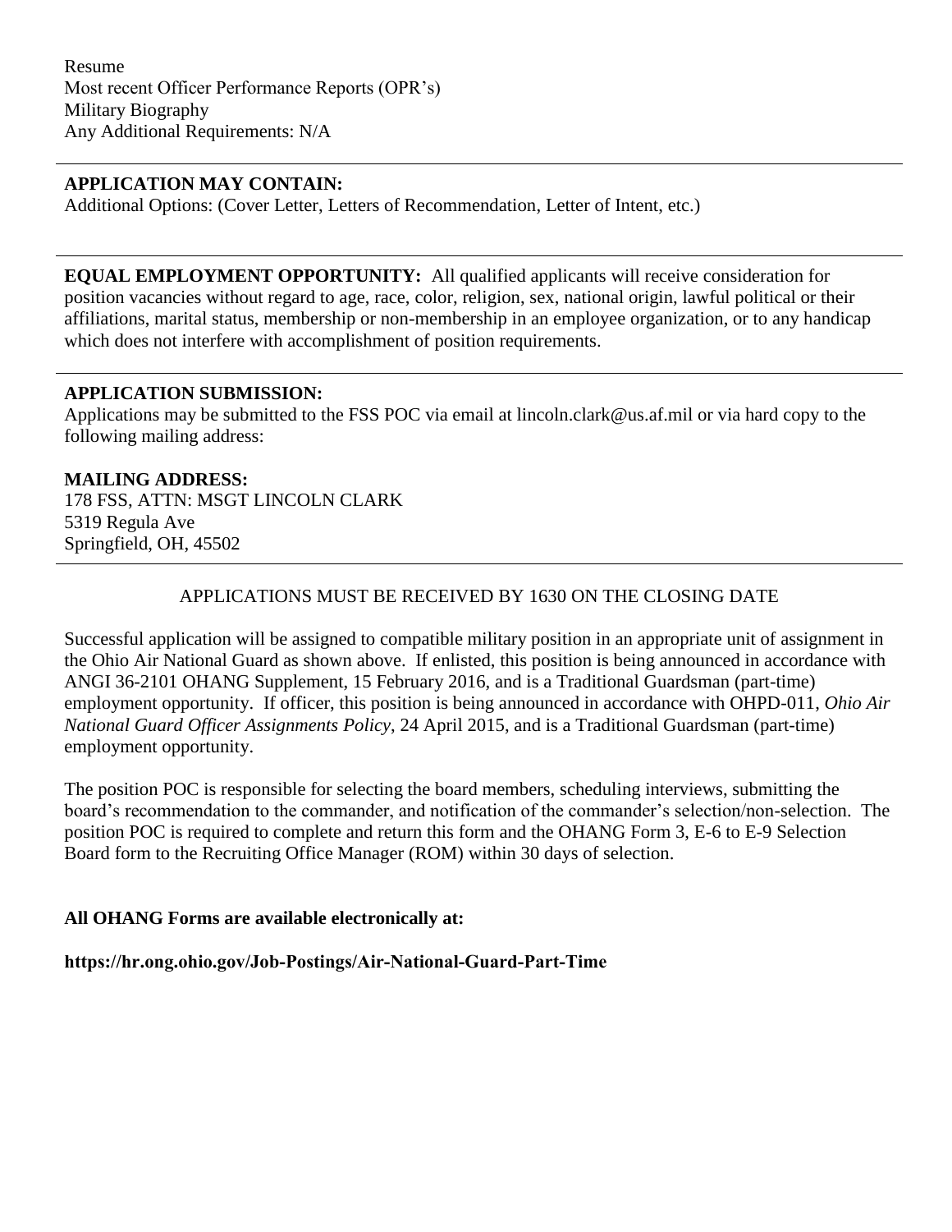Resume
Most recent Officer Performance Reports (OPR's)
Military Biography
Any Additional Requirements: N/A

---

**APPLICATION MAY CONTAIN:**
Additional Options: (Cover Letter, Letters of Recommendation, Letter of Intent, etc.)

---

**EQUAL EMPLOYMENT OPPORTUNITY:** All qualified applicants will receive consideration for position vacancies without regard to age, race, color, religion, sex, national origin, lawful political or their affiliations, marital status, membership or non-membership in an employee organization, or to any handicap which does not interfere with accomplishment of position requirements.

---

**APPLICATION SUBMISSION:**
Applications may be submitted to the FSS POC via email at lincoln.clark@us.af.mil or via hard copy to the following mailing address:

**MAILING ADDRESS:**
178 FSS, ATTN: MSGT LINCOLN CLARK
5319 Regula Ave
Springfield, OH, 45502

---

APPLICATIONS MUST BE RECEIVED BY 1630 ON THE CLOSING DATE

Successful application will be assigned to compatible military position in an appropriate unit of assignment in the Ohio Air National Guard as shown above. If enlisted, this position is being announced in accordance with ANGI 36-2101 OHANG Supplement, 15 February 2016, and is a Traditional Guardsman (part-time) employment opportunity. If officer, this position is being announced in accordance with OHPD-011, *Ohio Air National Guard Officer Assignments Policy*, 24 April 2015, and is a Traditional Guardsman (part-time) employment opportunity.

The position POC is responsible for selecting the board members, scheduling interviews, submitting the board's recommendation to the commander, and notification of the commander's selection/non-selection. The position POC is required to complete and return this form and the OHANG Form 3, E-6 to E-9 Selection Board form to the Recruiting Office Manager (ROM) within 30 days of selection.

**All OHANG Forms are available electronically at:**

**https://hr.ong.ohio.gov/Job-Postings/Air-National-Guard-Part-Time**